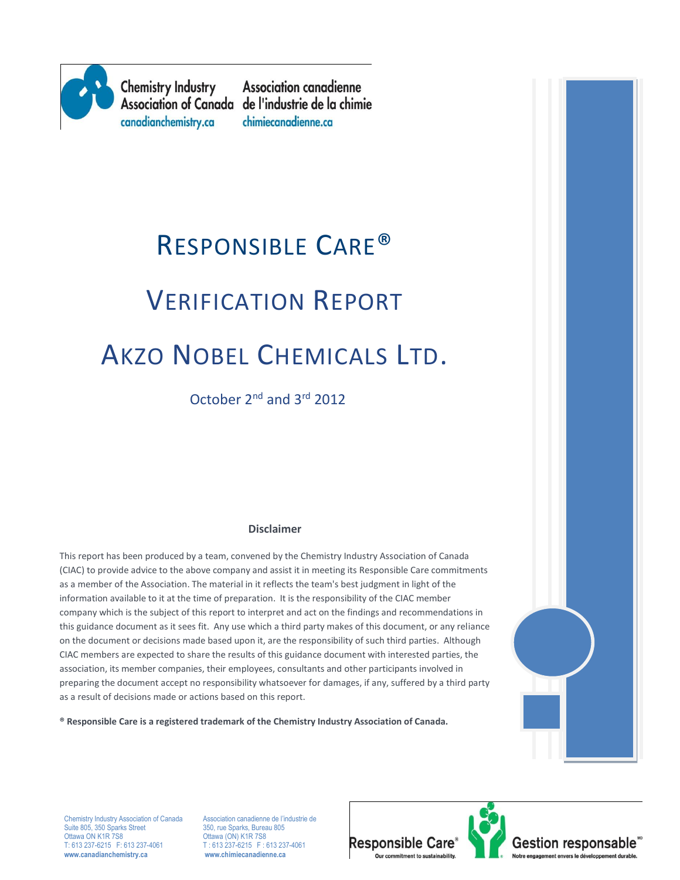Chemistry Industry Association of Canada
canadianchemistry.ca

Association canadienne de l'industrie de la chimie
chimiecanadienne.ca

# RESPONSIBLE CARE®

# VERIFICATION REPORT

# AKZO NOBEL CHEMICALS LTD.

October 2nd and 3rd 2012

**Disclaimer**

This report has been produced by a team, convened by the Chemistry Industry Association of Canada (CIAC) to provide advice to the above company and assist it in meeting its Responsible Care commitments as a member of the Association. The material in it reflects the team's best judgment in light of the information available to it at the time of preparation. It is the responsibility of the CIAC member company which is the subject of this report to interpret and act on the findings and recommendations in this guidance document as it sees fit. Any use which a third party makes of this document, or any reliance on the document or decisions made based upon it, are the responsibility of such third parties. Although CIAC members are expected to share the results of this guidance document with interested parties, the association, its member companies, their employees, consultants and other participants involved in preparing the document accept no responsibility whatsoever for damages, if any, suffered by a third party as a result of decisions made or actions based on this report.

**® Responsible Care is a registered trademark of the Chemistry Industry Association of Canada.**

Chemistry Industry Association of Canada
Suite 805, 350 Sparks Street
Ottawa ON K1R 7S8
T: 613 237-6215 F: 613 237-4061
**www.canadianchemistry.ca**

Association canadienne de l'industrie de
350, rue Sparks, Bureau 805
Ottawa (ON) K1R 7S8
T : 613 237-6215 F : 613 237-4061
**www.chimiecanadienne.ca**

Responsible Care® Our commitment to sustainability.
Gestion responsable MD Notre engagement envers le développement durable.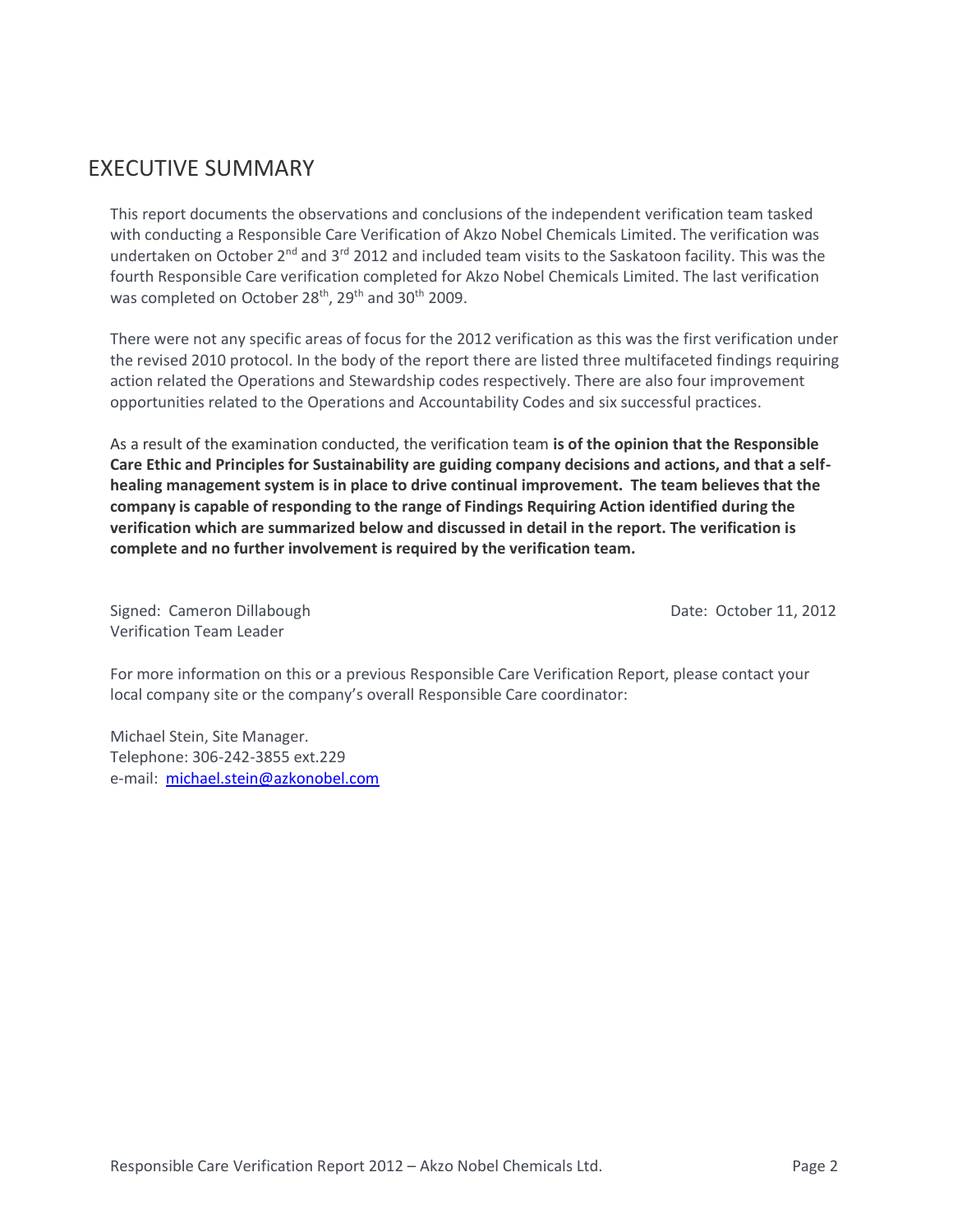# EXECUTIVE SUMMARY

This report documents the observations and conclusions of the independent verification team tasked with conducting a Responsible Care Verification of Akzo Nobel Chemicals Limited. The verification was undertaken on October 2nd and 3rd 2012 and included team visits to the Saskatoon facility. This was the fourth Responsible Care verification completed for Akzo Nobel Chemicals Limited. The last verification was completed on October 28th, 29th and 30th 2009.

There were not any specific areas of focus for the 2012 verification as this was the first verification under the revised 2010 protocol. In the body of the report there are listed three multifaceted findings requiring action related the Operations and Stewardship codes respectively. There are also four improvement opportunities related to the Operations and Accountability Codes and six successful practices.

As a result of the examination conducted, the verification team **is of the opinion that the Responsible Care Ethic and Principles for Sustainability are guiding company decisions and actions, and that a self-healing management system is in place to drive continual improvement. The team believes that the company is capable of responding to the range of Findings Requiring Action identified during the verification which are summarized below and discussed in detail in the report. The verification is complete and no further involvement is required by the verification team.**

Signed: Cameron Dillabough
Verification Team Leader

Date: October 11, 2012

For more information on this or a previous Responsible Care Verification Report, please contact your local company site or the company's overall Responsible Care coordinator:

Michael Stein, Site Manager.
Telephone: 306-242-3855 ext.229
e-mail: michael.stein@azkonobel.com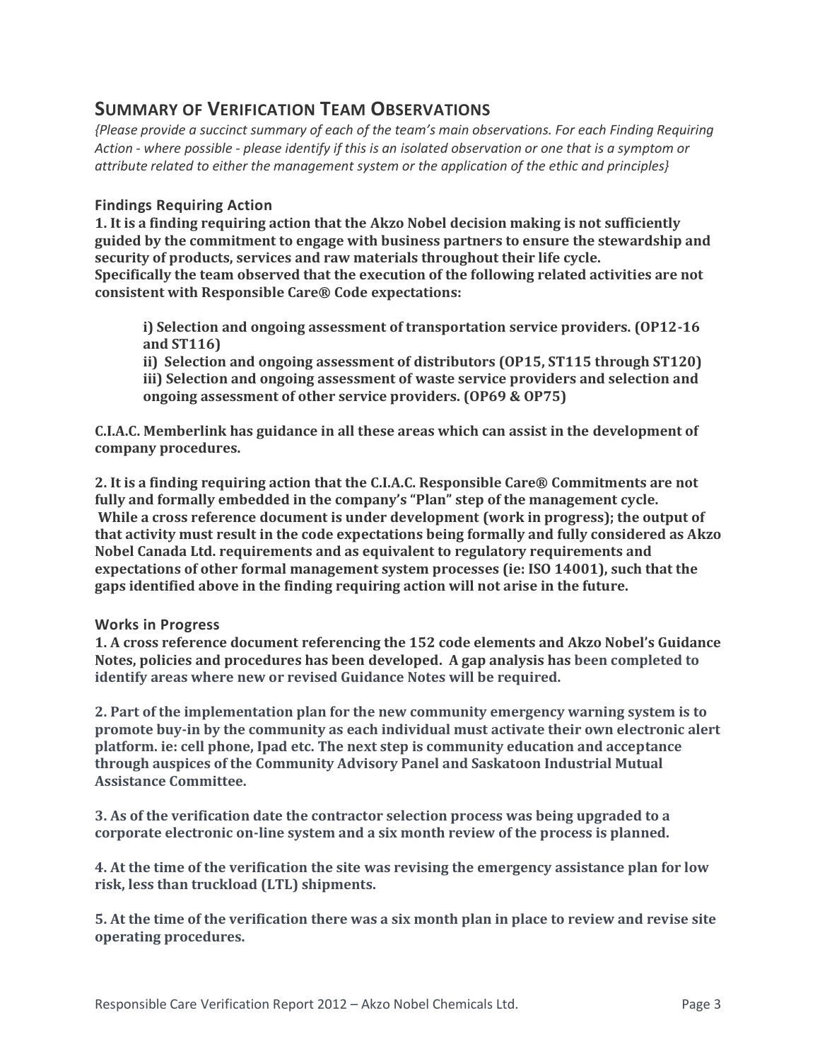## SUMMARY OF VERIFICATION TEAM OBSERVATIONS

*{Please provide a succinct summary of each of the team's main observations. For each Finding Requiring Action - where possible - please identify if this is an isolated observation or one that is a symptom or attribute related to either the management system or the application of the ethic and principles}*

### Findings Requiring Action

**1. It is a finding requiring action that the Akzo Nobel decision making is not sufficiently guided by the commitment to engage with business partners to ensure the stewardship and security of products, services and raw materials throughout their life cycle. Specifically the team observed that the execution of the following related activities are not consistent with Responsible Care® Code expectations:**

> **i) Selection and ongoing assessment of transportation service providers. (OP12-16 and ST116)**
> **ii) Selection and ongoing assessment of distributors (OP15, ST115 through ST120)**
> **iii) Selection and ongoing assessment of waste service providers and selection and ongoing assessment of other service providers. (OP69 & OP75)**

**C.I.A.C. Memberlink has guidance in all these areas which can assist in the development of company procedures.**

**2. It is a finding requiring action that the C.I.A.C. Responsible Care® Commitments are not fully and formally embedded in the company's "Plan" step of the management cycle. While a cross reference document is under development (work in progress); the output of that activity must result in the code expectations being formally and fully considered as Akzo Nobel Canada Ltd. requirements and as equivalent to regulatory requirements and expectations of other formal management system processes (ie: ISO 14001), such that the gaps identified above in the finding requiring action will not arise in the future.**

### Works in Progress

**1. A cross reference document referencing the 152 code elements and Akzo Nobel's Guidance Notes, policies and procedures has been developed. A gap analysis has been completed to identify areas where new or revised Guidance Notes will be required.**

**2. Part of the implementation plan for the new community emergency warning system is to promote buy-in by the community as each individual must activate their own electronic alert platform. ie: cell phone, Ipad etc. The next step is community education and acceptance through auspices of the Community Advisory Panel and Saskatoon Industrial Mutual Assistance Committee.**

**3. As of the verification date the contractor selection process was being upgraded to a corporate electronic on-line system and a six month review of the process is planned.**

**4. At the time of the verification the site was revising the emergency assistance plan for low risk, less than truckload (LTL) shipments.**

**5. At the time of the verification there was a six month plan in place to review and revise site operating procedures.**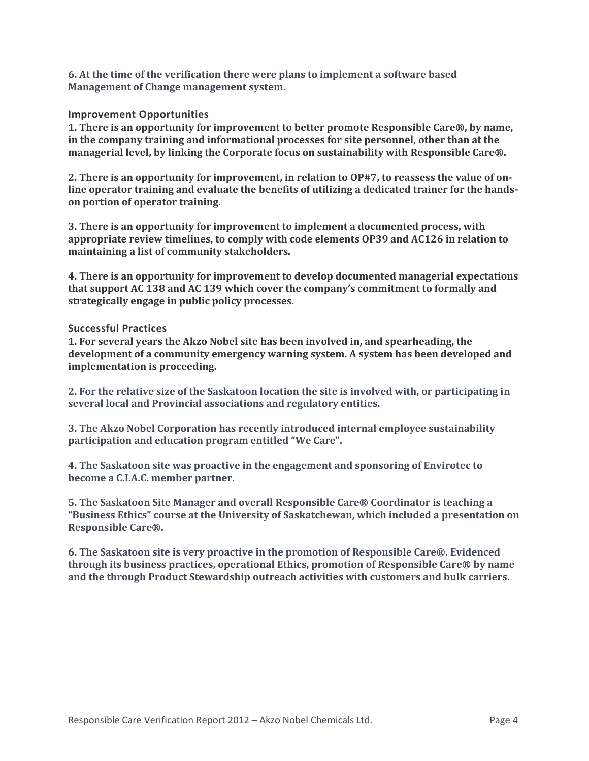**6. At the time of the verification there were plans to implement a software based Management of Change management system.**

### Improvement Opportunities

**1. There is an opportunity for improvement to better promote Responsible Care®, by name, in the company training and informational processes for site personnel, other than at the managerial level, by linking the Corporate focus on sustainability with Responsible Care®.**

**2. There is an opportunity for improvement, in relation to OP#7, to reassess the value of on-line operator training and evaluate the benefits of utilizing a dedicated trainer for the hands-on portion of operator training.**

**3. There is an opportunity for improvement to implement a documented process, with appropriate review timelines, to comply with code elements OP39 and AC126 in relation to maintaining a list of community stakeholders.**

**4. There is an opportunity for improvement to develop documented managerial expectations that support AC 138 and AC 139 which cover the company's commitment to formally and strategically engage in public policy processes.**

### Successful Practices

**1. For several years the Akzo Nobel site has been involved in, and spearheading, the development of a community emergency warning system. A system has been developed and implementation is proceeding.**

**2. For the relative size of the Saskatoon location the site is involved with, or participating in several local and Provincial associations and regulatory entities.**

**3. The Akzo Nobel Corporation has recently introduced internal employee sustainability participation and education program entitled "We Care".**

**4. The Saskatoon site was proactive in the engagement and sponsoring of Envirotec to become a C.I.A.C. member partner.**

**5. The Saskatoon Site Manager and overall Responsible Care® Coordinator is teaching a "Business Ethics" course at the University of Saskatchewan, which included a presentation on Responsible Care®.**

**6. The Saskatoon site is very proactive in the promotion of Responsible Care®. Evidenced through its business practices, operational Ethics, promotion of Responsible Care® by name and the through Product Stewardship outreach activities with customers and bulk carriers.**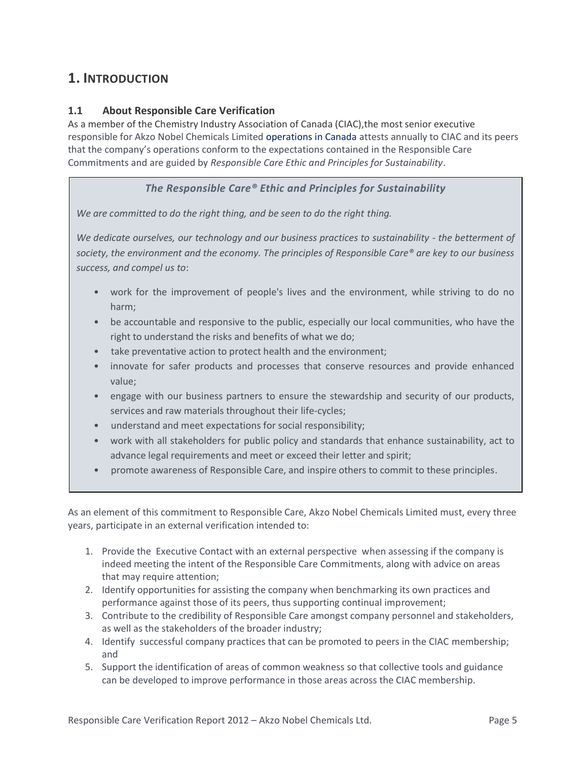# 1. Introduction

## 1.1 About Responsible Care Verification

As a member of the Chemistry Industry Association of Canada (CIAC),the most senior executive responsible for Akzo Nobel Chemicals Limited operations in Canada attests annually to CIAC and its peers that the company's operations conform to the expectations contained in the Responsible Care Commitments and are guided by *Responsible Care Ethic and Principles for Sustainability*.

> ***The Responsible Care® Ethic and Principles for Sustainability***
>
> *We are committed to do the right thing, and be seen to do the right thing.*
>
> *We dedicate ourselves, our technology and our business practices to sustainability - the betterment of society, the environment and the economy. The principles of Responsible Care® are key to our business success, and compel us to*:
>
> - work for the improvement of people's lives and the environment, while striving to do no harm;
> - be accountable and responsive to the public, especially our local communities, who have the right to understand the risks and benefits of what we do;
> - take preventative action to protect health and the environment;
> - innovate for safer products and processes that conserve resources and provide enhanced value;
> - engage with our business partners to ensure the stewardship and security of our products, services and raw materials throughout their life-cycles;
> - understand and meet expectations for social responsibility;
> - work with all stakeholders for public policy and standards that enhance sustainability, act to advance legal requirements and meet or exceed their letter and spirit;
> - promote awareness of Responsible Care, and inspire others to commit to these principles.

As an element of this commitment to Responsible Care, Akzo Nobel Chemicals Limited must, every three years, participate in an external verification intended to:

1. Provide the Executive Contact with an external perspective when assessing if the company is indeed meeting the intent of the Responsible Care Commitments, along with advice on areas that may require attention;
2. Identify opportunities for assisting the company when benchmarking its own practices and performance against those of its peers, thus supporting continual improvement;
3. Contribute to the credibility of Responsible Care amongst company personnel and stakeholders, as well as the stakeholders of the broader industry;
4. Identify successful company practices that can be promoted to peers in the CIAC membership; and
5. Support the identification of areas of common weakness so that collective tools and guidance can be developed to improve performance in those areas across the CIAC membership.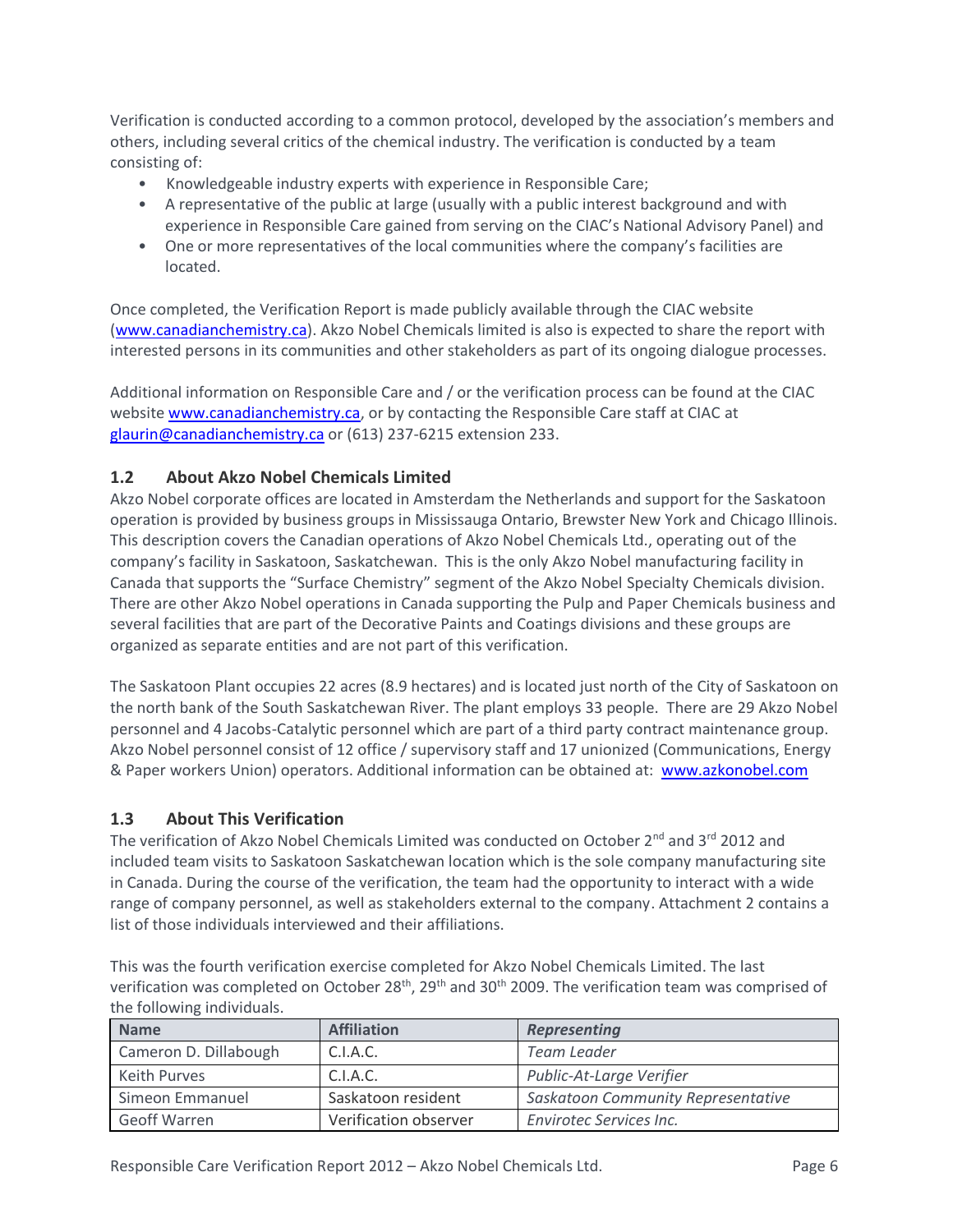Verification is conducted according to a common protocol, developed by the association's members and others, including several critics of the chemical industry. The verification is conducted by a team consisting of:

- Knowledgeable industry experts with experience in Responsible Care;
- A representative of the public at large (usually with a public interest background and with experience in Responsible Care gained from serving on the CIAC's National Advisory Panel) and
- One or more representatives of the local communities where the company's facilities are located.

Once completed, the Verification Report is made publicly available through the CIAC website (www.canadianchemistry.ca). Akzo Nobel Chemicals limited is also is expected to share the report with interested persons in its communities and other stakeholders as part of its ongoing dialogue processes.

Additional information on Responsible Care and / or the verification process can be found at the CIAC website www.canadianchemistry.ca, or by contacting the Responsible Care staff at CIAC at glaurin@canadianchemistry.ca or (613) 237-6215 extension 233.

## 1.2 About Akzo Nobel Chemicals Limited

Akzo Nobel corporate offices are located in Amsterdam the Netherlands and support for the Saskatoon operation is provided by business groups in Mississauga Ontario, Brewster New York and Chicago Illinois. This description covers the Canadian operations of Akzo Nobel Chemicals Ltd., operating out of the company's facility in Saskatoon, Saskatchewan. This is the only Akzo Nobel manufacturing facility in Canada that supports the "Surface Chemistry" segment of the Akzo Nobel Specialty Chemicals division. There are other Akzo Nobel operations in Canada supporting the Pulp and Paper Chemicals business and several facilities that are part of the Decorative Paints and Coatings divisions and these groups are organized as separate entities and are not part of this verification.

The Saskatoon Plant occupies 22 acres (8.9 hectares) and is located just north of the City of Saskatoon on the north bank of the South Saskatchewan River. The plant employs 33 people. There are 29 Akzo Nobel personnel and 4 Jacobs-Catalytic personnel which are part of a third party contract maintenance group. Akzo Nobel personnel consist of 12 office / supervisory staff and 17 unionized (Communications, Energy & Paper workers Union) operators. Additional information can be obtained at: www.azkonobel.com

## 1.3 About This Verification

The verification of Akzo Nobel Chemicals Limited was conducted on October 2nd and 3rd 2012 and included team visits to Saskatoon Saskatchewan location which is the sole company manufacturing site in Canada. During the course of the verification, the team had the opportunity to interact with a wide range of company personnel, as well as stakeholders external to the company. Attachment 2 contains a list of those individuals interviewed and their affiliations.

This was the fourth verification exercise completed for Akzo Nobel Chemicals Limited. The last verification was completed on October 28th, 29th and 30th 2009. The verification team was comprised of the following individuals.

| Name | Affiliation | *Representing* |
|---|---|---|
| Cameron D. Dillabough | C.I.A.C. | *Team Leader* |
| Keith Purves | C.I.A.C. | *Public-At-Large Verifier* |
| Simeon Emmanuel | Saskatoon resident | *Saskatoon Community Representative* |
| Geoff Warren | Verification observer | *Envirotec Services Inc.* |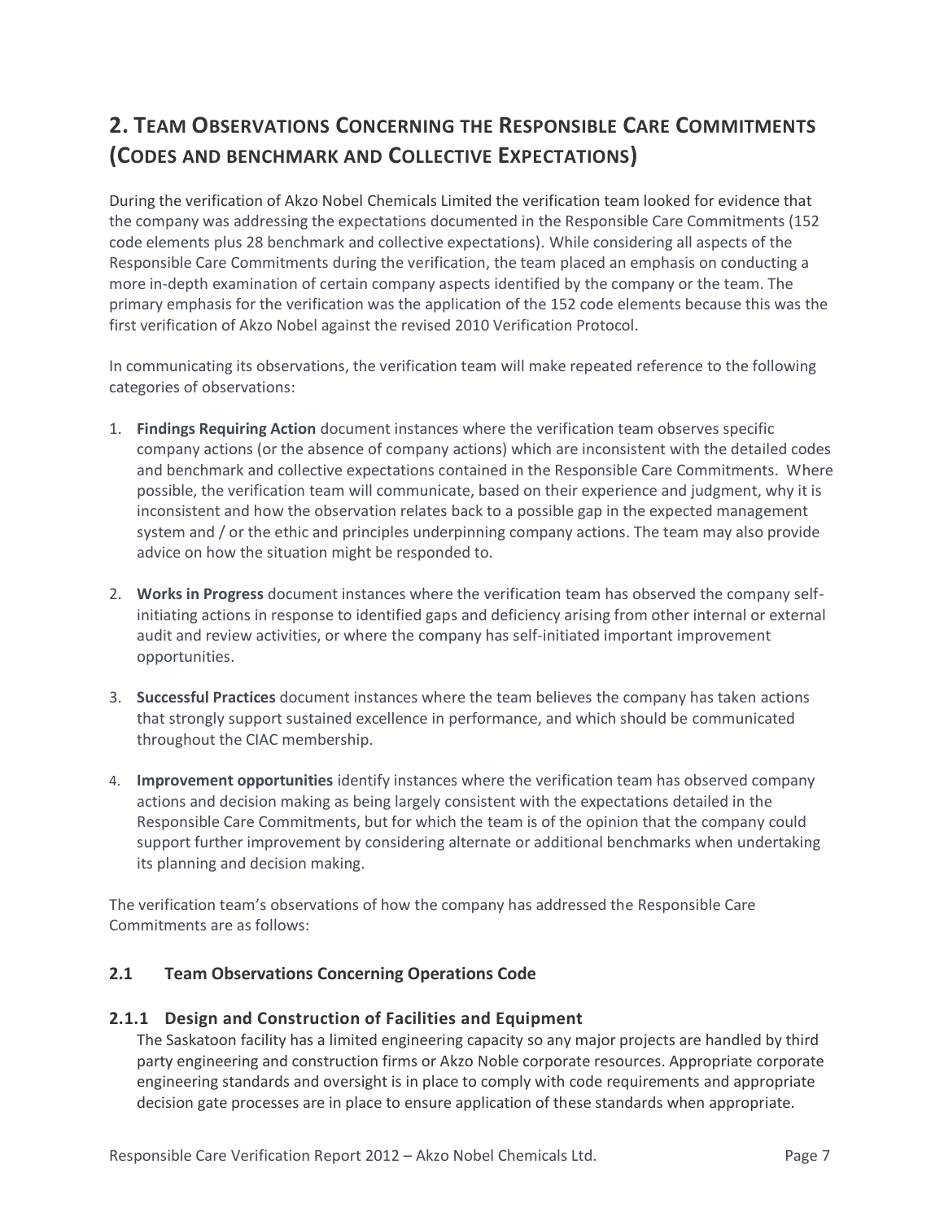## 2. Team Observations Concerning the Responsible Care Commitments (Codes and benchmark and Collective Expectations)

During the verification of Akzo Nobel Chemicals Limited the verification team looked for evidence that the company was addressing the expectations documented in the Responsible Care Commitments (152 code elements plus 28 benchmark and collective expectations). While considering all aspects of the Responsible Care Commitments during the verification, the team placed an emphasis on conducting a more in-depth examination of certain company aspects identified by the company or the team. The primary emphasis for the verification was the application of the 152 code elements because this was the first verification of Akzo Nobel against the revised 2010 Verification Protocol.

In communicating its observations, the verification team will make repeated reference to the following categories of observations:

1. **Findings Requiring Action** document instances where the verification team observes specific company actions (or the absence of company actions) which are inconsistent with the detailed codes and benchmark and collective expectations contained in the Responsible Care Commitments. Where possible, the verification team will communicate, based on their experience and judgment, why it is inconsistent and how the observation relates back to a possible gap in the expected management system and / or the ethic and principles underpinning company actions. The team may also provide advice on how the situation might be responded to.

2. **Works in Progress** document instances where the verification team has observed the company self-initiating actions in response to identified gaps and deficiency arising from other internal or external audit and review activities, or where the company has self-initiated important improvement opportunities.

3. **Successful Practices** document instances where the team believes the company has taken actions that strongly support sustained excellence in performance, and which should be communicated throughout the CIAC membership.

4. **Improvement opportunities** identify instances where the verification team has observed company actions and decision making as being largely consistent with the expectations detailed in the Responsible Care Commitments, but for which the team is of the opinion that the company could support further improvement by considering alternate or additional benchmarks when undertaking its planning and decision making.

The verification team's observations of how the company has addressed the Responsible Care Commitments are as follows:

### 2.1 Team Observations Concerning Operations Code

#### 2.1.1 Design and Construction of Facilities and Equipment

The Saskatoon facility has a limited engineering capacity so any major projects are handled by third party engineering and construction firms or Akzo Noble corporate resources. Appropriate corporate engineering standards and oversight is in place to comply with code requirements and appropriate decision gate processes are in place to ensure application of these standards when appropriate.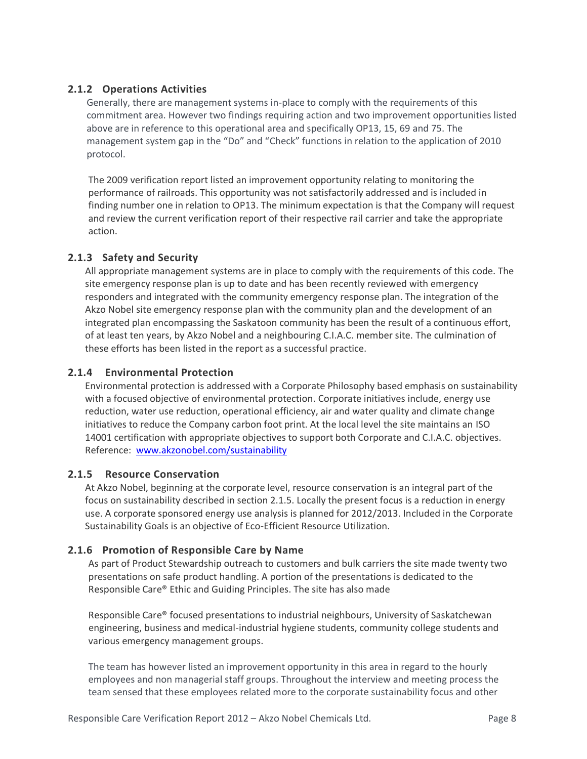### 2.1.2 Operations Activities

Generally, there are management systems in-place to comply with the requirements of this commitment area. However two findings requiring action and two improvement opportunities listed above are in reference to this operational area and specifically OP13, 15, 69 and 75. The management system gap in the "Do" and "Check" functions in relation to the application of 2010 protocol.

The 2009 verification report listed an improvement opportunity relating to monitoring the performance of railroads. This opportunity was not satisfactorily addressed and is included in finding number one in relation to OP13. The minimum expectation is that the Company will request and review the current verification report of their respective rail carrier and take the appropriate action.

### 2.1.3 Safety and Security

All appropriate management systems are in place to comply with the requirements of this code. The site emergency response plan is up to date and has been recently reviewed with emergency responders and integrated with the community emergency response plan. The integration of the Akzo Nobel site emergency response plan with the community plan and the development of an integrated plan encompassing the Saskatoon community has been the result of a continuous effort, of at least ten years, by Akzo Nobel and a neighbouring C.I.A.C. member site. The culmination of these efforts has been listed in the report as a successful practice.

### 2.1.4 Environmental Protection

Environmental protection is addressed with a Corporate Philosophy based emphasis on sustainability with a focused objective of environmental protection. Corporate initiatives include, energy use reduction, water use reduction, operational efficiency, air and water quality and climate change initiatives to reduce the Company carbon foot print. At the local level the site maintains an ISO 14001 certification with appropriate objectives to support both Corporate and C.I.A.C. objectives. Reference: [www.akzonobel.com/sustainability](http://www.akzonobel.com/sustainability)

### 2.1.5 Resource Conservation

At Akzo Nobel, beginning at the corporate level, resource conservation is an integral part of the focus on sustainability described in section 2.1.5. Locally the present focus is a reduction in energy use. A corporate sponsored energy use analysis is planned for 2012/2013. Included in the Corporate Sustainability Goals is an objective of Eco-Efficient Resource Utilization.

### 2.1.6 Promotion of Responsible Care by Name

As part of Product Stewardship outreach to customers and bulk carriers the site made twenty two presentations on safe product handling. A portion of the presentations is dedicated to the Responsible Care® Ethic and Guiding Principles. The site has also made

Responsible Care® focused presentations to industrial neighbours, University of Saskatchewan engineering, business and medical-industrial hygiene students, community college students and various emergency management groups.

The team has however listed an improvement opportunity in this area in regard to the hourly employees and non managerial staff groups. Throughout the interview and meeting process the team sensed that these employees related more to the corporate sustainability focus and other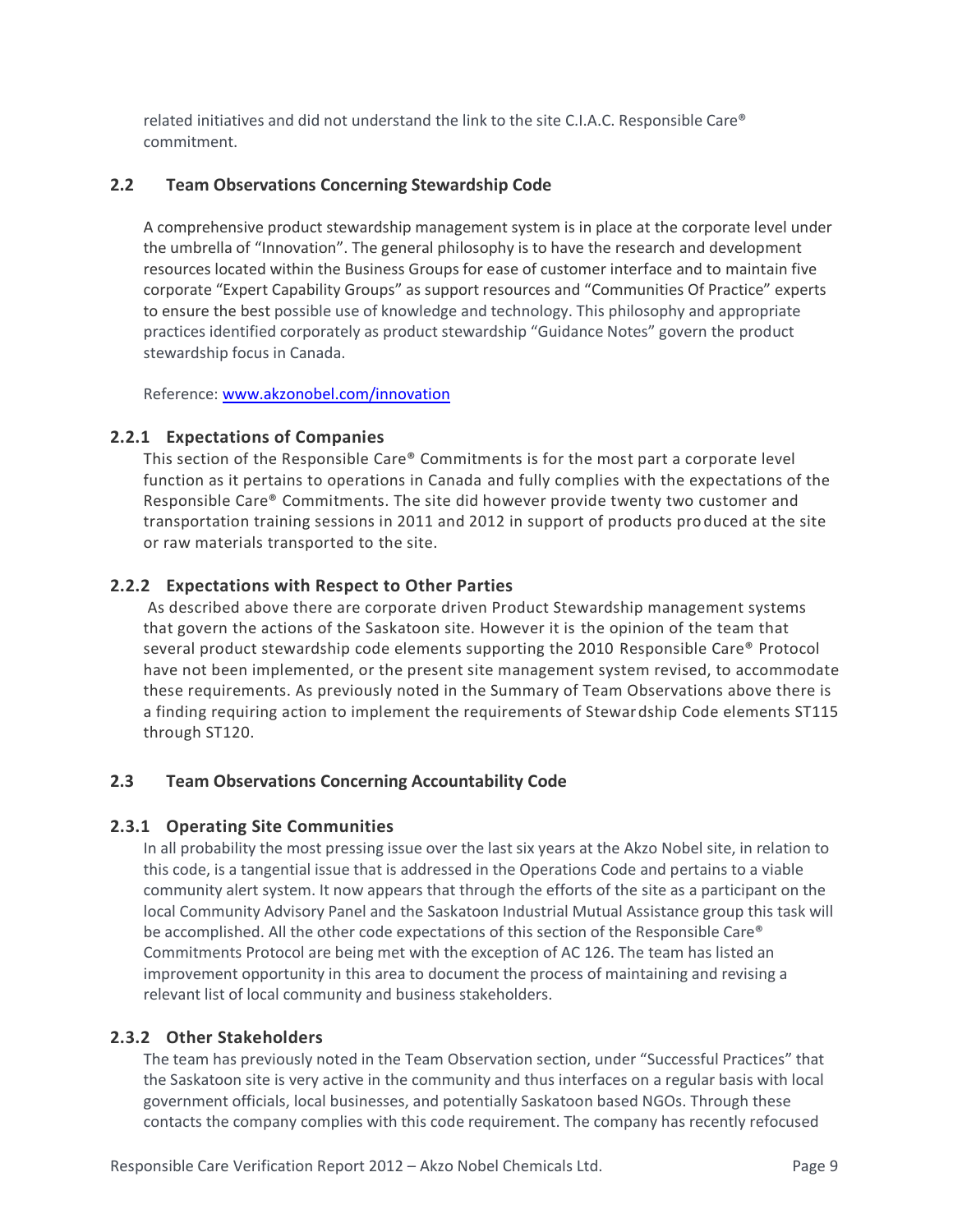related initiatives and did not understand the link to the site C.I.A.C. Responsible Care® commitment.

## 2.2 Team Observations Concerning Stewardship Code

A comprehensive product stewardship management system is in place at the corporate level under the umbrella of "Innovation". The general philosophy is to have the research and development resources located within the Business Groups for ease of customer interface and to maintain five corporate "Expert Capability Groups" as support resources and "Communities Of Practice" experts to ensure the best possible use of knowledge and technology. This philosophy and appropriate practices identified corporately as product stewardship "Guidance Notes" govern the product stewardship focus in Canada.

Reference: [www.akzonobel.com/innovation](www.akzonobel.com/innovation)

### 2.2.1 Expectations of Companies

This section of the Responsible Care® Commitments is for the most part a corporate level function as it pertains to operations in Canada and fully complies with the expectations of the Responsible Care® Commitments. The site did however provide twenty two customer and transportation training sessions in 2011 and 2012 in support of products produced at the site or raw materials transported to the site.

### 2.2.2 Expectations with Respect to Other Parties

As described above there are corporate driven Product Stewardship management systems that govern the actions of the Saskatoon site. However it is the opinion of the team that several product stewardship code elements supporting the 2010 Responsible Care® Protocol have not been implemented, or the present site management system revised, to accommodate these requirements. As previously noted in the Summary of Team Observations above there is a finding requiring action to implement the requirements of Stewardship Code elements ST115 through ST120.

## 2.3 Team Observations Concerning Accountability Code

### 2.3.1 Operating Site Communities

In all probability the most pressing issue over the last six years at the Akzo Nobel site, in relation to this code, is a tangential issue that is addressed in the Operations Code and pertains to a viable community alert system. It now appears that through the efforts of the site as a participant on the local Community Advisory Panel and the Saskatoon Industrial Mutual Assistance group this task will be accomplished. All the other code expectations of this section of the Responsible Care® Commitments Protocol are being met with the exception of AC 126. The team has listed an improvement opportunity in this area to document the process of maintaining and revising a relevant list of local community and business stakeholders.

### 2.3.2 Other Stakeholders

The team has previously noted in the Team Observation section, under "Successful Practices" that the Saskatoon site is very active in the community and thus interfaces on a regular basis with local government officials, local businesses, and potentially Saskatoon based NGOs. Through these contacts the company complies with this code requirement. The company has recently refocused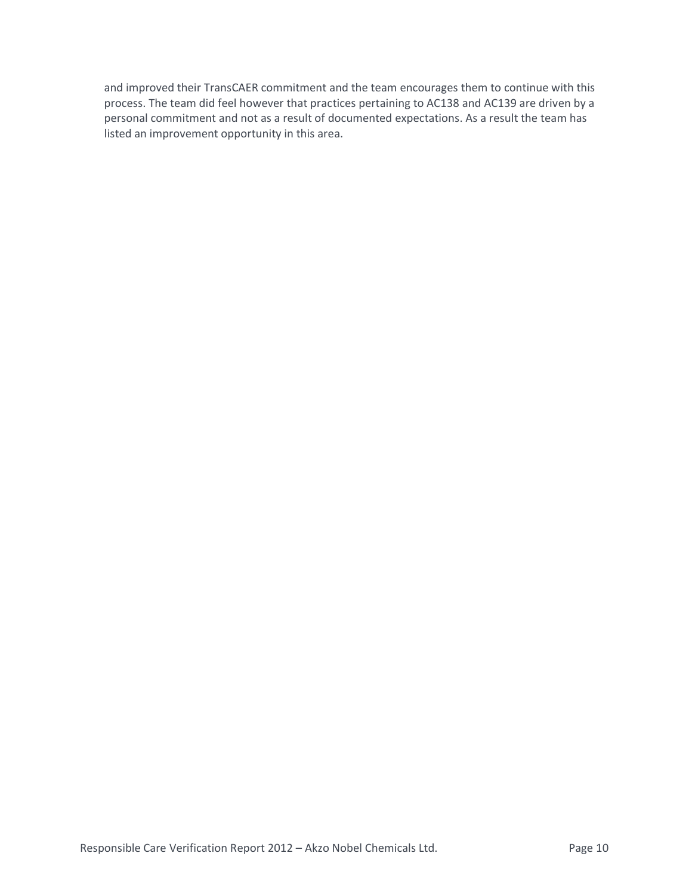and improved their TransCAER commitment and the team encourages them to continue with this process. The team did feel however that practices pertaining to AC138 and AC139 are driven by a personal commitment and not as a result of documented expectations. As a result the team has listed an improvement opportunity in this area.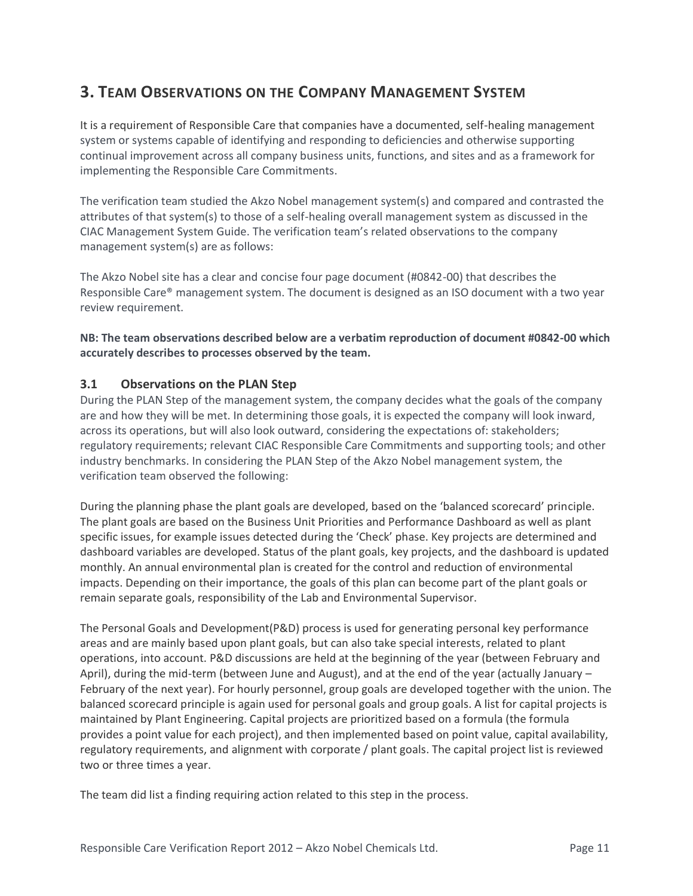# 3. TEAM OBSERVATIONS ON THE COMPANY MANAGEMENT SYSTEM

It is a requirement of Responsible Care that companies have a documented, self-healing management system or systems capable of identifying and responding to deficiencies and otherwise supporting continual improvement across all company business units, functions, and sites and as a framework for implementing the Responsible Care Commitments.

The verification team studied the Akzo Nobel management system(s) and compared and contrasted the attributes of that system(s) to those of a self-healing overall management system as discussed in the CIAC Management System Guide. The verification team's related observations to the company management system(s) are as follows:

The Akzo Nobel site has a clear and concise four page document (#0842-00) that describes the Responsible Care® management system. The document is designed as an ISO document with a two year review requirement.

**NB: The team observations described below are a verbatim reproduction of document #0842-00 which accurately describes to processes observed by the team.**

## 3.1 Observations on the PLAN Step

During the PLAN Step of the management system, the company decides what the goals of the company are and how they will be met. In determining those goals, it is expected the company will look inward, across its operations, but will also look outward, considering the expectations of: stakeholders; regulatory requirements; relevant CIAC Responsible Care Commitments and supporting tools; and other industry benchmarks. In considering the PLAN Step of the Akzo Nobel management system, the verification team observed the following:

During the planning phase the plant goals are developed, based on the 'balanced scorecard' principle. The plant goals are based on the Business Unit Priorities and Performance Dashboard as well as plant specific issues, for example issues detected during the 'Check' phase. Key projects are determined and dashboard variables are developed. Status of the plant goals, key projects, and the dashboard is updated monthly. An annual environmental plan is created for the control and reduction of environmental impacts. Depending on their importance, the goals of this plan can become part of the plant goals or remain separate goals, responsibility of the Lab and Environmental Supervisor.

The Personal Goals and Development(P&D) process is used for generating personal key performance areas and are mainly based upon plant goals, but can also take special interests, related to plant operations, into account. P&D discussions are held at the beginning of the year (between February and April), during the mid-term (between June and August), and at the end of the year (actually January – February of the next year). For hourly personnel, group goals are developed together with the union. The balanced scorecard principle is again used for personal goals and group goals. A list for capital projects is maintained by Plant Engineering. Capital projects are prioritized based on a formula (the formula provides a point value for each project), and then implemented based on point value, capital availability, regulatory requirements, and alignment with corporate / plant goals. The capital project list is reviewed two or three times a year.

The team did list a finding requiring action related to this step in the process.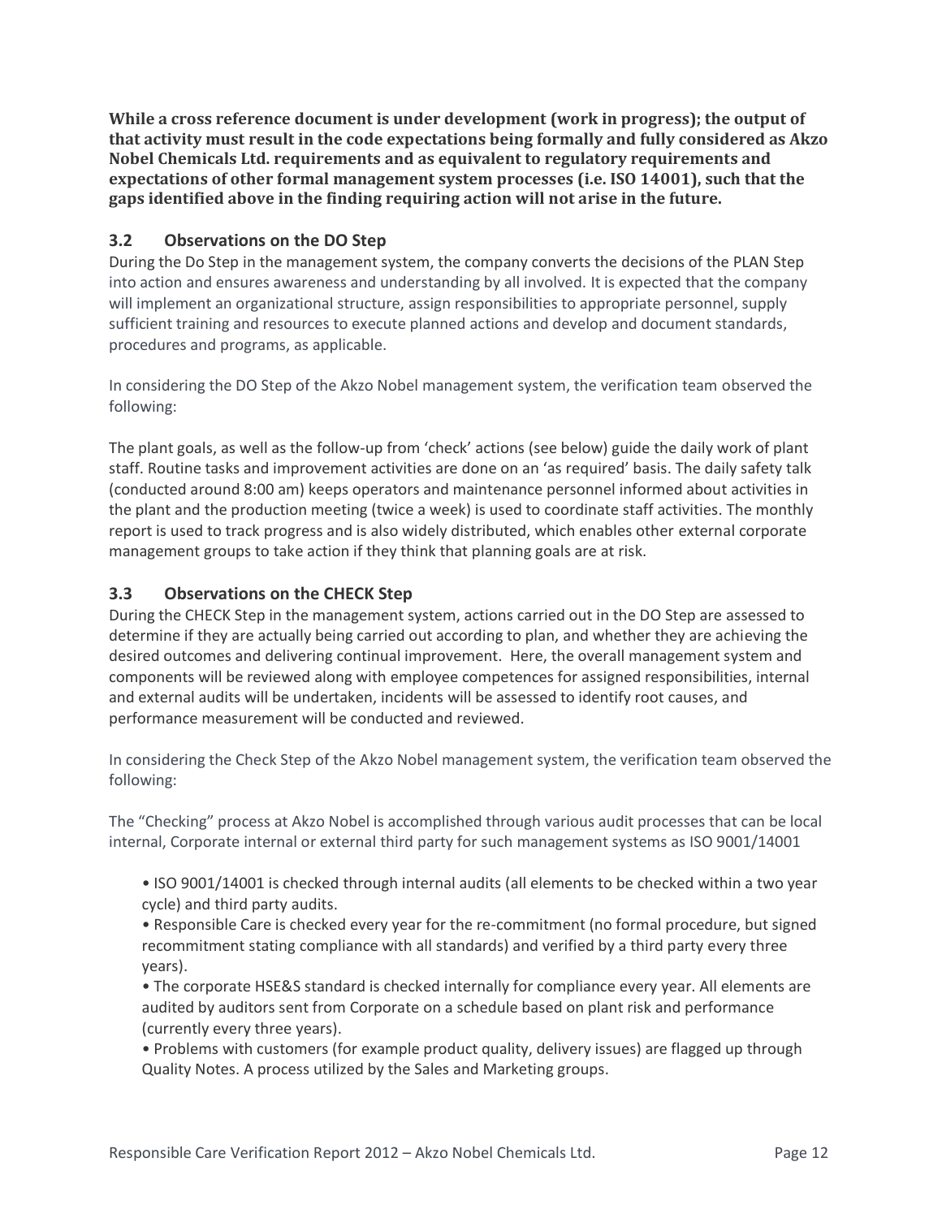**While a cross reference document is under development (work in progress); the output of that activity must result in the code expectations being formally and fully considered as Akzo Nobel Chemicals Ltd. requirements and as equivalent to regulatory requirements and expectations of other formal management system processes (i.e. ISO 14001), such that the gaps identified above in the finding requiring action will not arise in the future.**

### 3.2 Observations on the DO Step

During the Do Step in the management system, the company converts the decisions of the PLAN Step into action and ensures awareness and understanding by all involved. It is expected that the company will implement an organizational structure, assign responsibilities to appropriate personnel, supply sufficient training and resources to execute planned actions and develop and document standards, procedures and programs, as applicable.

In considering the DO Step of the Akzo Nobel management system, the verification team observed the following:

The plant goals, as well as the follow-up from 'check' actions (see below) guide the daily work of plant staff. Routine tasks and improvement activities are done on an 'as required' basis. The daily safety talk (conducted around 8:00 am) keeps operators and maintenance personnel informed about activities in the plant and the production meeting (twice a week) is used to coordinate staff activities. The monthly report is used to track progress and is also widely distributed, which enables other external corporate management groups to take action if they think that planning goals are at risk.

### 3.3 Observations on the CHECK Step

During the CHECK Step in the management system, actions carried out in the DO Step are assessed to determine if they are actually being carried out according to plan, and whether they are achieving the desired outcomes and delivering continual improvement. Here, the overall management system and components will be reviewed along with employee competences for assigned responsibilities, internal and external audits will be undertaken, incidents will be assessed to identify root causes, and performance measurement will be conducted and reviewed.

In considering the Check Step of the Akzo Nobel management system, the verification team observed the following:

The "Checking" process at Akzo Nobel is accomplished through various audit processes that can be local internal, Corporate internal or external third party for such management systems as ISO 9001/14001

- ISO 9001/14001 is checked through internal audits (all elements to be checked within a two year cycle) and third party audits.
- Responsible Care is checked every year for the re-commitment (no formal procedure, but signed recommitment stating compliance with all standards) and verified by a third party every three years).
- The corporate HSE&S standard is checked internally for compliance every year. All elements are audited by auditors sent from Corporate on a schedule based on plant risk and performance (currently every three years).
- Problems with customers (for example product quality, delivery issues) are flagged up through Quality Notes. A process utilized by the Sales and Marketing groups.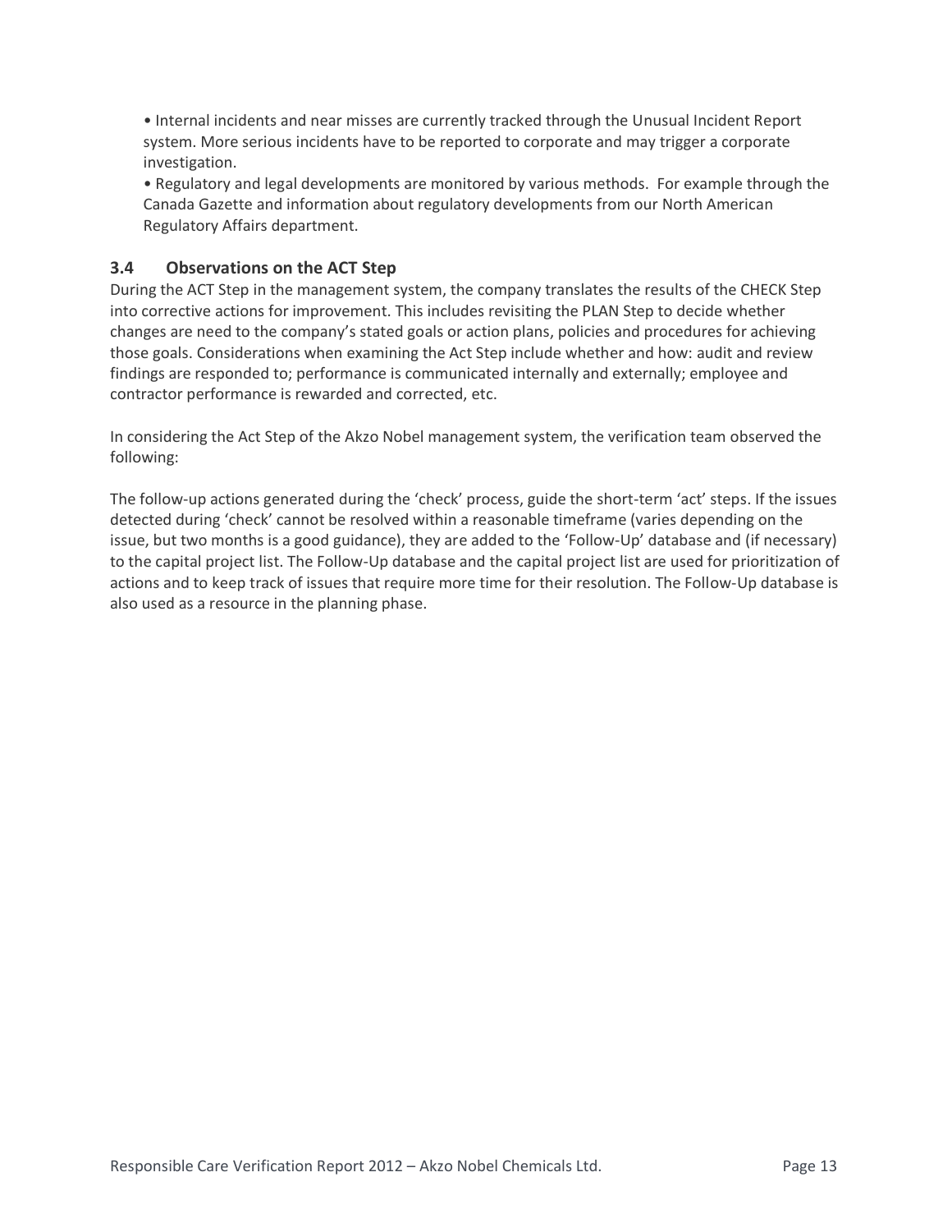- Internal incidents and near misses are currently tracked through the Unusual Incident Report system. More serious incidents have to be reported to corporate and may trigger a corporate investigation.
- Regulatory and legal developments are monitored by various methods.  For example through the Canada Gazette and information about regulatory developments from our North American Regulatory Affairs department.

### 3.4 Observations on the ACT Step

During the ACT Step in the management system, the company translates the results of the CHECK Step into corrective actions for improvement. This includes revisiting the PLAN Step to decide whether changes are need to the company's stated goals or action plans, policies and procedures for achieving those goals. Considerations when examining the Act Step include whether and how: audit and review findings are responded to; performance is communicated internally and externally; employee and contractor performance is rewarded and corrected, etc.

In considering the Act Step of the Akzo Nobel management system, the verification team observed the following:

The follow-up actions generated during the 'check' process, guide the short-term 'act' steps. If the issues detected during 'check' cannot be resolved within a reasonable timeframe (varies depending on the issue, but two months is a good guidance), they are added to the 'Follow-Up' database and (if necessary) to the capital project list. The Follow-Up database and the capital project list are used for prioritization of actions and to keep track of issues that require more time for their resolution. The Follow-Up database is also used as a resource in the planning phase.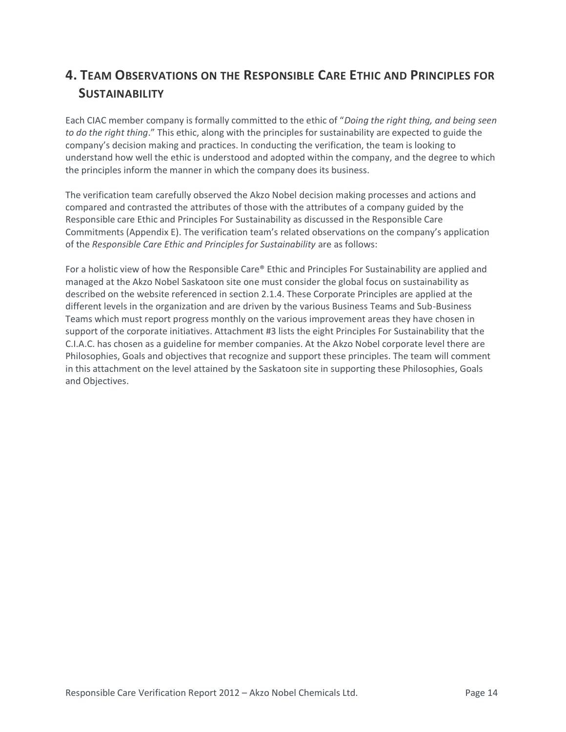## 4. TEAM OBSERVATIONS ON THE RESPONSIBLE CARE ETHIC AND PRINCIPLES FOR SUSTAINABILITY

Each CIAC member company is formally committed to the ethic of "*Doing the right thing, and being seen to do the right thing*." This ethic, along with the principles for sustainability are expected to guide the company's decision making and practices. In conducting the verification, the team is looking to understand how well the ethic is understood and adopted within the company, and the degree to which the principles inform the manner in which the company does its business.

The verification team carefully observed the Akzo Nobel decision making processes and actions and compared and contrasted the attributes of those with the attributes of a company guided by the Responsible care Ethic and Principles For Sustainability as discussed in the Responsible Care Commitments (Appendix E). The verification team's related observations on the company's application of the *Responsible Care Ethic and Principles for Sustainability* are as follows:

For a holistic view of how the Responsible Care® Ethic and Principles For Sustainability are applied and managed at the Akzo Nobel Saskatoon site one must consider the global focus on sustainability as described on the website referenced in section 2.1.4. These Corporate Principles are applied at the different levels in the organization and are driven by the various Business Teams and Sub-Business Teams which must report progress monthly on the various improvement areas they have chosen in support of the corporate initiatives. Attachment #3 lists the eight Principles For Sustainability that the C.I.A.C. has chosen as a guideline for member companies. At the Akzo Nobel corporate level there are Philosophies, Goals and objectives that recognize and support these principles. The team will comment in this attachment on the level attained by the Saskatoon site in supporting these Philosophies, Goals and Objectives.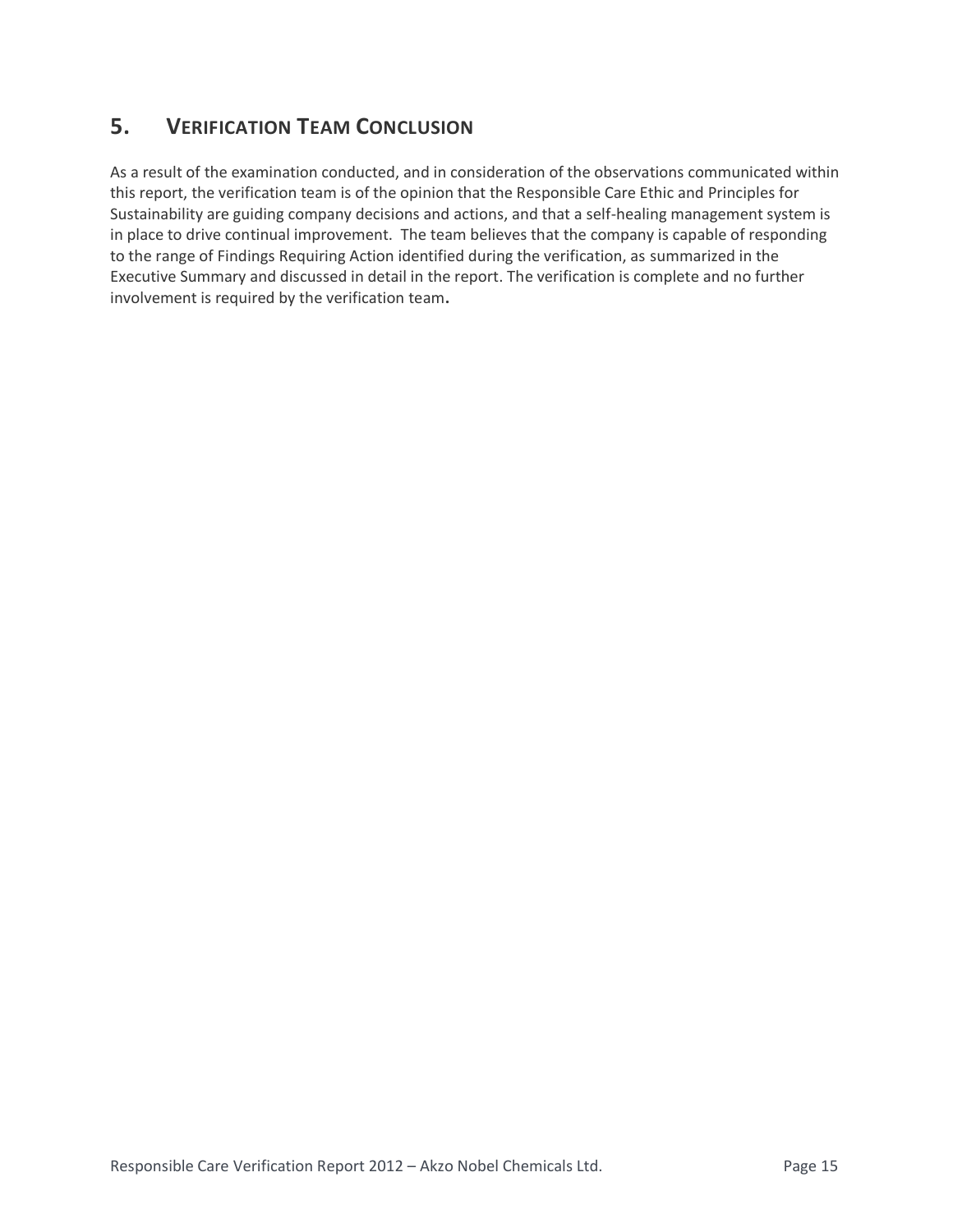## 5. VERIFICATION TEAM CONCLUSION

As a result of the examination conducted, and in consideration of the observations communicated within this report, the verification team is of the opinion that the Responsible Care Ethic and Principles for Sustainability are guiding company decisions and actions, and that a self-healing management system is in place to drive continual improvement. The team believes that the company is capable of responding to the range of Findings Requiring Action identified during the verification, as summarized in the Executive Summary and discussed in detail in the report. The verification is complete and no further involvement is required by the verification team.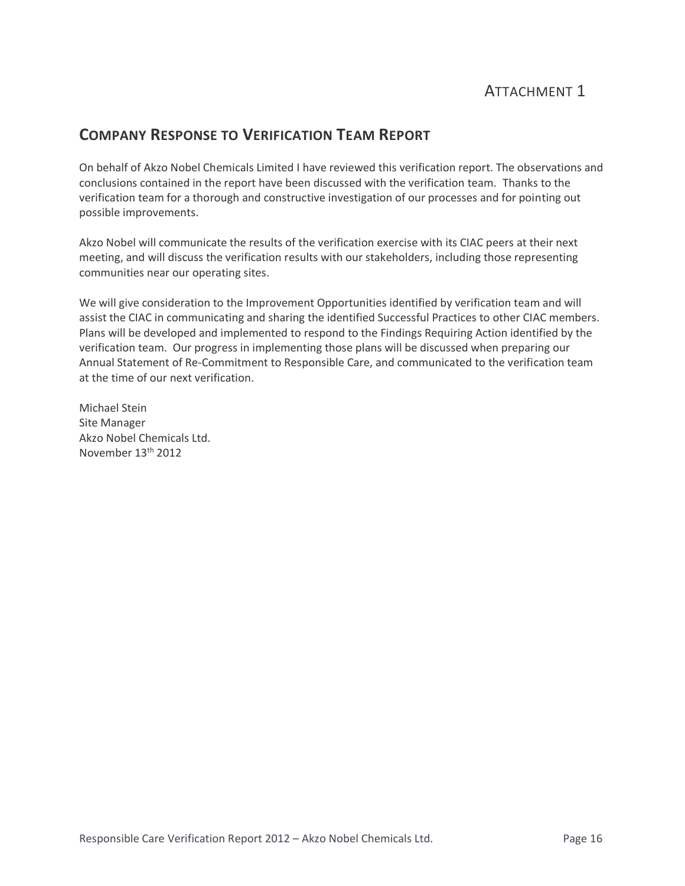Attachment 1

## Company Response to Verification Team Report

On behalf of Akzo Nobel Chemicals Limited I have reviewed this verification report. The observations and conclusions contained in the report have been discussed with the verification team. Thanks to the verification team for a thorough and constructive investigation of our processes and for pointing out possible improvements.

Akzo Nobel will communicate the results of the verification exercise with its CIAC peers at their next meeting, and will discuss the verification results with our stakeholders, including those representing communities near our operating sites.

We will give consideration to the Improvement Opportunities identified by verification team and will assist the CIAC in communicating and sharing the identified Successful Practices to other CIAC members. Plans will be developed and implemented to respond to the Findings Requiring Action identified by the verification team. Our progress in implementing those plans will be discussed when preparing our Annual Statement of Re-Commitment to Responsible Care, and communicated to the verification team at the time of our next verification.

Michael Stein
Site Manager
Akzo Nobel Chemicals Ltd.
November 13th 2012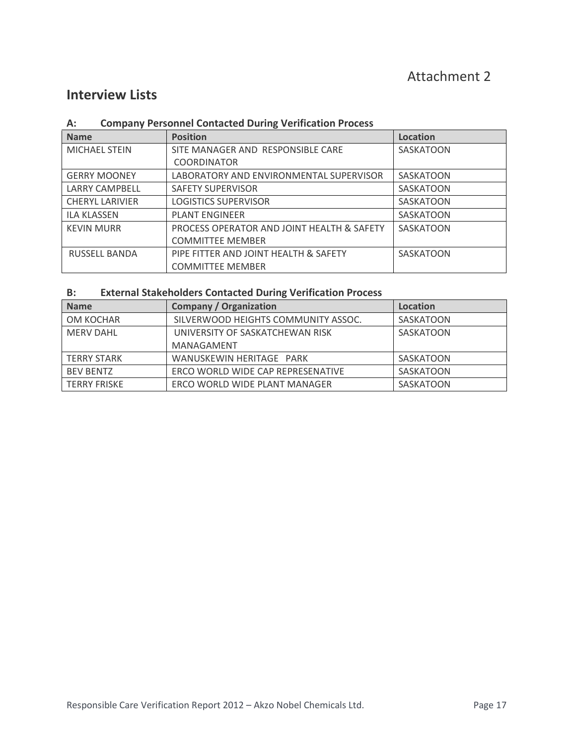Attachment 2

## Interview Lists

### A: Company Personnel Contacted During Verification Process

| Name | Position | Location |
| --- | --- | --- |
| MICHAEL STEIN | SITE MANAGER AND RESPONSIBLE CARE COORDINATOR | SASKATOON |
| GERRY MOONEY | LABORATORY AND ENVIRONMENTAL SUPERVISOR | SASKATOON |
| LARRY CAMPBELL | SAFETY SUPERVISOR | SASKATOON |
| CHERYL LARIVIER | LOGISTICS SUPERVISOR | SASKATOON |
| ILA KLASSEN | PLANT ENGINEER | SASKATOON |
| KEVIN MURR | PROCESS OPERATOR AND JOINT HEALTH & SAFETY COMMITTEE MEMBER | SASKATOON |
| RUSSELL BANDA | PIPE FITTER AND JOINT HEALTH & SAFETY COMMITTEE MEMBER | SASKATOON |

### B: External Stakeholders Contacted During Verification Process

| Name | Company / Organization | Location |
| --- | --- | --- |
| OM KOCHAR | SILVERWOOD HEIGHTS COMMUNITY ASSOC. | SASKATOON |
| MERV DAHL | UNIVERSITY OF SASKATCHEWAN RISK MANAGAMENT | SASKATOON |
| TERRY STARK | WANUSKEWIN HERITAGE PARK | SASKATOON |
| BEV BENTZ | ERCO WORLD WIDE CAP REPRESENATIVE | SASKATOON |
| TERRY FRISKE | ERCO WORLD WIDE PLANT MANAGER | SASKATOON |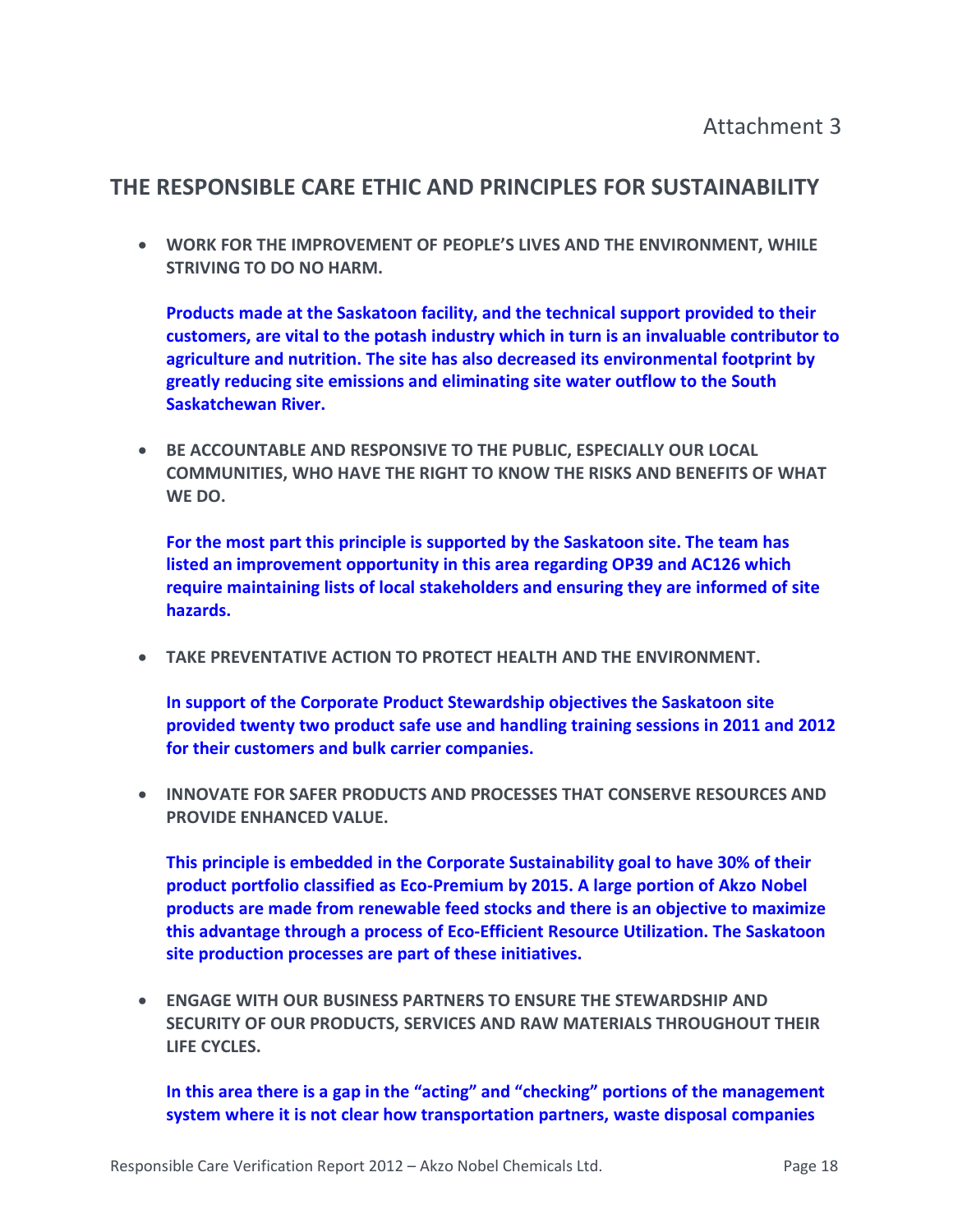Attachment 3

## THE RESPONSIBLE CARE ETHIC AND PRINCIPLES FOR SUSTAINABILITY

- **WORK FOR THE IMPROVEMENT OF PEOPLE'S LIVES AND THE ENVIRONMENT, WHILE STRIVING TO DO NO HARM.**

  **Products made at the Saskatoon facility, and the technical support provided to their customers, are vital to the potash industry which in turn is an invaluable contributor to agriculture and nutrition. The site has also decreased its environmental footprint by greatly reducing site emissions and eliminating site water outflow to the South Saskatchewan River.**

- **BE ACCOUNTABLE AND RESPONSIVE TO THE PUBLIC, ESPECIALLY OUR LOCAL COMMUNITIES, WHO HAVE THE RIGHT TO KNOW THE RISKS AND BENEFITS OF WHAT WE DO.**

  **For the most part this principle is supported by the Saskatoon site. The team has listed an improvement opportunity in this area regarding OP39 and AC126 which require maintaining lists of local stakeholders and ensuring they are informed of site hazards.**

- **TAKE PREVENTATIVE ACTION TO PROTECT HEALTH AND THE ENVIRONMENT.**

  **In support of the Corporate Product Stewardship objectives the Saskatoon site provided twenty two product safe use and handling training sessions in 2011 and 2012 for their customers and bulk carrier companies.**

- **INNOVATE FOR SAFER PRODUCTS AND PROCESSES THAT CONSERVE RESOURCES AND PROVIDE ENHANCED VALUE.**

  **This principle is embedded in the Corporate Sustainability goal to have 30% of their product portfolio classified as Eco-Premium by 2015. A large portion of Akzo Nobel products are made from renewable feed stocks and there is an objective to maximize this advantage through a process of Eco-Efficient Resource Utilization. The Saskatoon site production processes are part of these initiatives.**

- **ENGAGE WITH OUR BUSINESS PARTNERS TO ENSURE THE STEWARDSHIP AND SECURITY OF OUR PRODUCTS, SERVICES AND RAW MATERIALS THROUGHOUT THEIR LIFE CYCLES.**

  **In this area there is a gap in the "acting" and "checking" portions of the management system where it is not clear how transportation partners, waste disposal companies**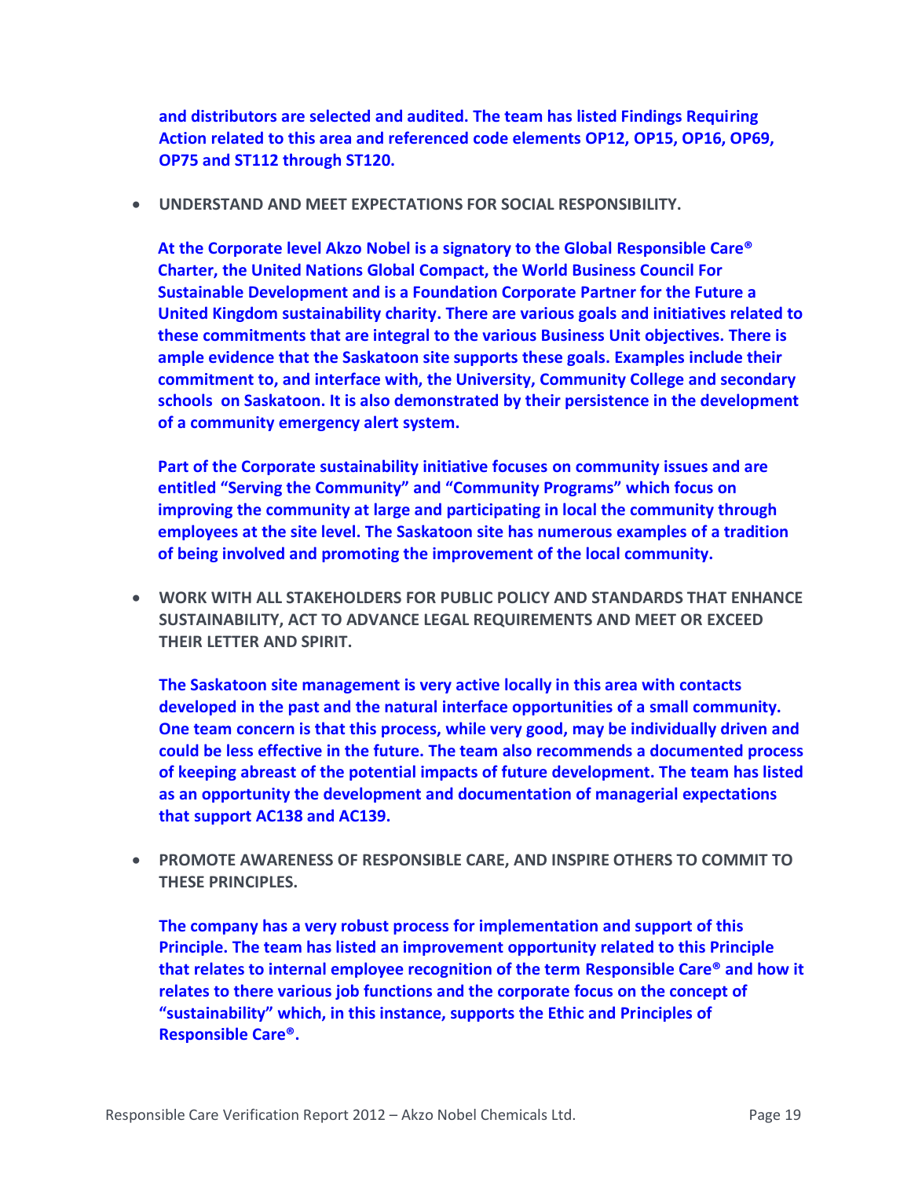**and distributors are selected and audited. The team has listed Findings Requiring Action related to this area and referenced code elements OP12, OP15, OP16, OP69, OP75 and ST112 through ST120.**

- **UNDERSTAND AND MEET EXPECTATIONS FOR SOCIAL RESPONSIBILITY.**

  **At the Corporate level Akzo Nobel is a signatory to the Global Responsible Care® Charter, the United Nations Global Compact, the World Business Council For Sustainable Development and is a Foundation Corporate Partner for the Future a United Kingdom sustainability charity. There are various goals and initiatives related to these commitments that are integral to the various Business Unit objectives. There is ample evidence that the Saskatoon site supports these goals. Examples include their commitment to, and interface with, the University, Community College and secondary schools on Saskatoon. It is also demonstrated by their persistence in the development of a community emergency alert system.**

  **Part of the Corporate sustainability initiative focuses on community issues and are entitled "Serving the Community" and "Community Programs" which focus on improving the community at large and participating in local the community through employees at the site level. The Saskatoon site has numerous examples of a tradition of being involved and promoting the improvement of the local community.**

- **WORK WITH ALL STAKEHOLDERS FOR PUBLIC POLICY AND STANDARDS THAT ENHANCE SUSTAINABILITY, ACT TO ADVANCE LEGAL REQUIREMENTS AND MEET OR EXCEED THEIR LETTER AND SPIRIT.**

  **The Saskatoon site management is very active locally in this area with contacts developed in the past and the natural interface opportunities of a small community. One team concern is that this process, while very good, may be individually driven and could be less effective in the future. The team also recommends a documented process of keeping abreast of the potential impacts of future development. The team has listed as an opportunity the development and documentation of managerial expectations that support AC138 and AC139.**

- **PROMOTE AWARENESS OF RESPONSIBLE CARE, AND INSPIRE OTHERS TO COMMIT TO THESE PRINCIPLES.**

  **The company has a very robust process for implementation and support of this Principle. The team has listed an improvement opportunity related to this Principle that relates to internal employee recognition of the term Responsible Care® and how it relates to there various job functions and the corporate focus on the concept of "sustainability" which, in this instance, supports the Ethic and Principles of Responsible Care®.**